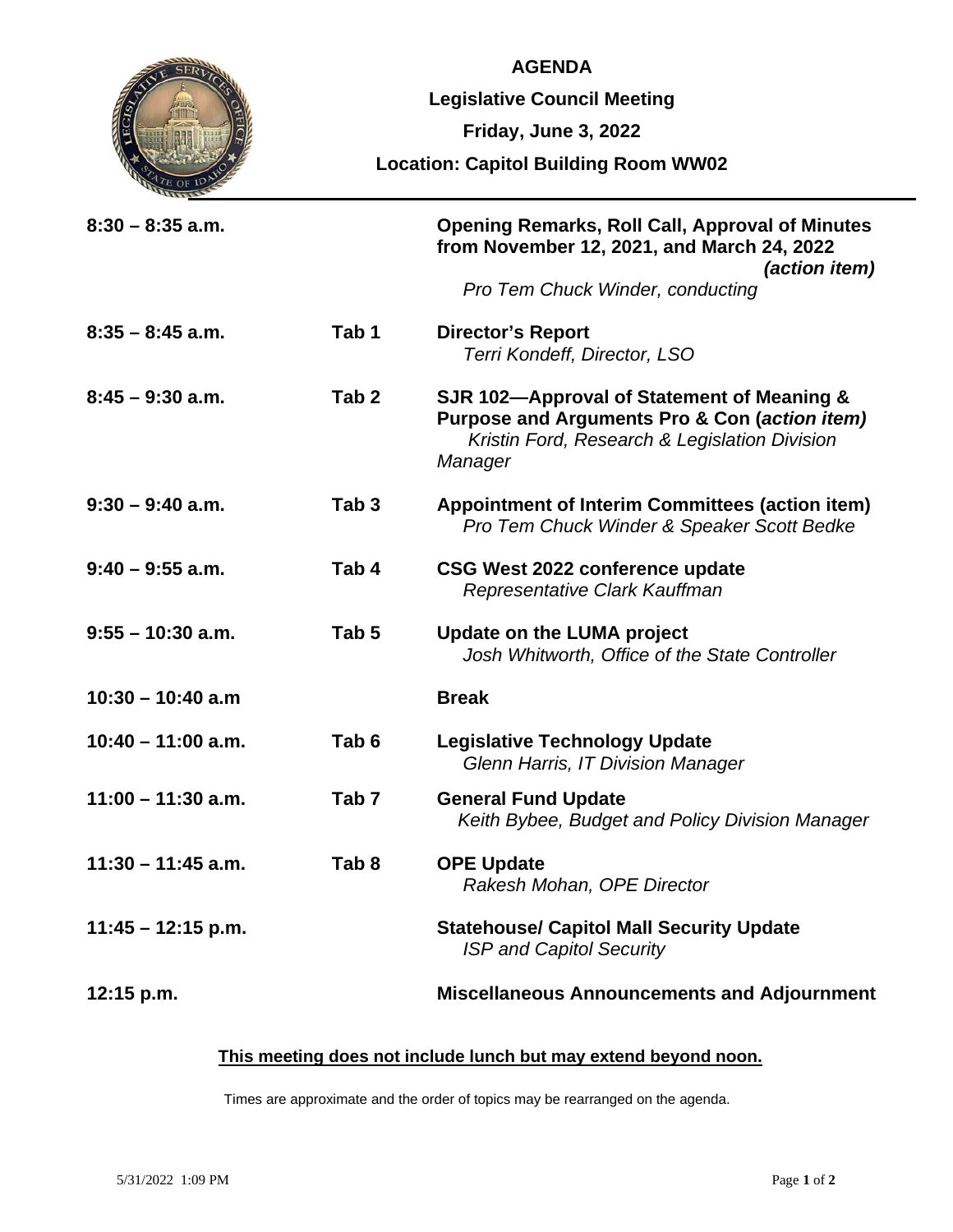# AGENDA

## Legislative Council Meeting

### Friday, June 3, 2022

### Location: Capitol Building Room WW02

| Time | Tab | Item |
|---|---|---|
| **8:30 – 8:35 a.m.** | | **Opening Remarks, Roll Call, Approval of Minutes from November 12, 2021, and March 24, 2022** ***(action item)*** <br> *Pro Tem Chuck Winder, conducting* |
| **8:35 – 8:45 a.m.** | **Tab 1** | **Director's Report** <br> *Terri Kondeff, Director, LSO* |
| **8:45 – 9:30 a.m.** | **Tab 2** | **SJR 102—Approval of Statement of Meaning & Purpose and Arguments Pro & Con (*action item*)** <br> *Kristin Ford, Research & Legislation Division Manager* |
| **9:30 – 9:40 a.m.** | **Tab 3** | **Appointment of Interim Committees (action item)** <br> *Pro Tem Chuck Winder & Speaker Scott Bedke* |
| **9:40 – 9:55 a.m.** | **Tab 4** | **CSG West 2022 conference update** <br> *Representative Clark Kauffman* |
| **9:55 – 10:30 a.m.** | **Tab 5** | **Update on the LUMA project** <br> *Josh Whitworth, Office of the State Controller* |
| **10:30 – 10:40 a.m** | | **Break** |
| **10:40 – 11:00 a.m.** | **Tab 6** | **Legislative Technology Update** <br> *Glenn Harris, IT Division Manager* |
| **11:00 – 11:30 a.m.** | **Tab 7** | **General Fund Update** <br> *Keith Bybee, Budget and Policy Division Manager* |
| **11:30 – 11:45 a.m.** | **Tab 8** | **OPE Update** <br> *Rakesh Mohan, OPE Director* |
| **11:45 – 12:15 p.m.** | | **Statehouse/ Capitol Mall Security Update** <br> *ISP and Capitol Security* |
| **12:15 p.m.** | | **Miscellaneous Announcements and Adjournment** |

**This meeting does not include lunch but may extend beyond noon.**

Times are approximate and the order of topics may be rearranged on the agenda.

5/31/2022 1:09 PM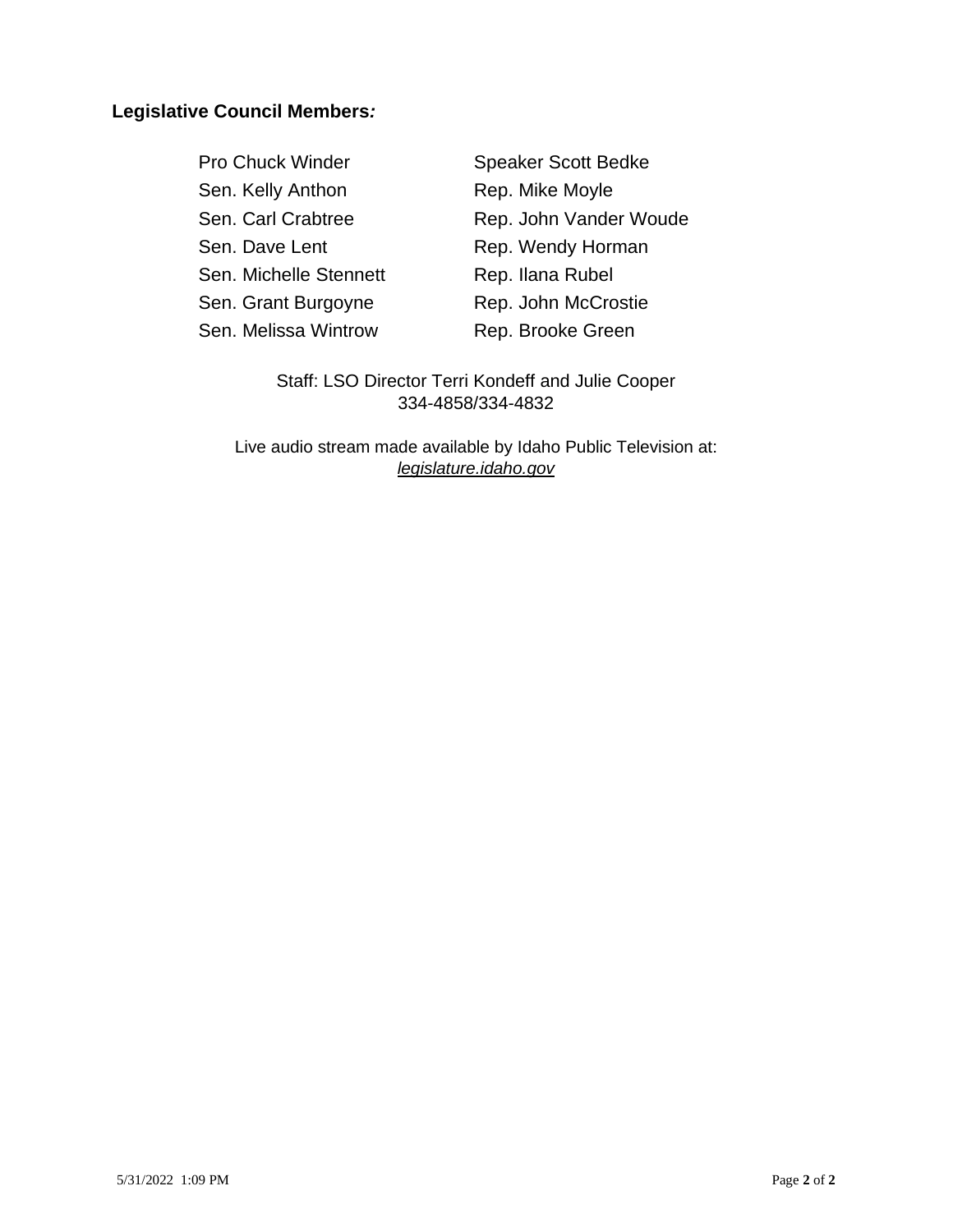**Legislative Council Members*:***

| | |
|---|---|
| Pro Chuck Winder | Speaker Scott Bedke |
| Sen. Kelly Anthon | Rep. Mike Moyle |
| Sen. Carl Crabtree | Rep. John Vander Woude |
| Sen. Dave Lent | Rep. Wendy Horman |
| Sen. Michelle Stennett | Rep. Ilana Rubel |
| Sen. Grant Burgoyne | Rep. John McCrostie |
| Sen. Melissa Wintrow | Rep. Brooke Green |

Staff: LSO Director Terri Kondeff and Julie Cooper
334-4858/334-4832

Live audio stream made available by Idaho Public Television at:
*legislature.idaho.gov*

5/31/2022 1:09 PM